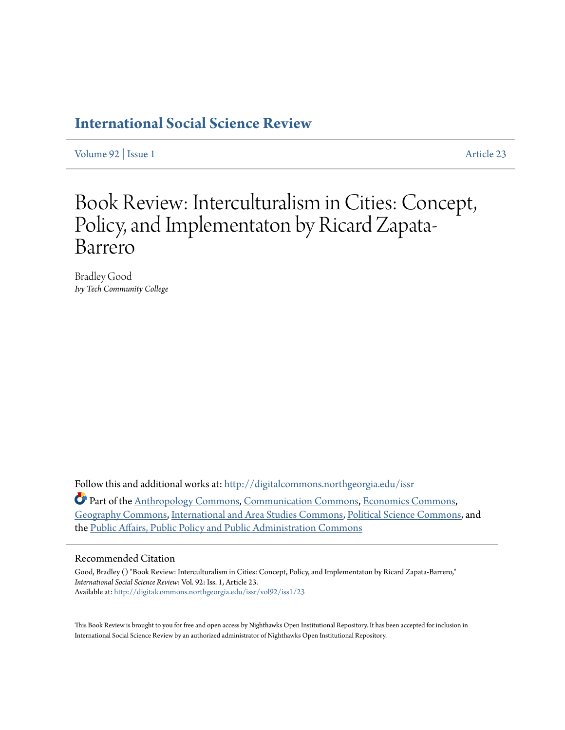# International Social Science Review

Volume 92 | Issue 1 Article 23

# Book Review: Interculturalism in Cities: Concept, Policy, and Implementaton by Ricard Zapata-Barrero

Bradley Good
*Ivy Tech Community College*

Follow this and additional works at: http://digitalcommons.northgeorgia.edu/issr

Part of the Anthropology Commons, Communication Commons, Economics Commons, Geography Commons, International and Area Studies Commons, Political Science Commons, and the Public Affairs, Public Policy and Public Administration Commons

## Recommended Citation

Good, Bradley () "Book Review: Interculturalism in Cities: Concept, Policy, and Implementaton by Ricard Zapata-Barrero," *International Social Science Review*: Vol. 92: Iss. 1, Article 23.
Available at: http://digitalcommons.northgeorgia.edu/issr/vol92/iss1/23

This Book Review is brought to you for free and open access by Nighthawks Open Institutional Repository. It has been accepted for inclusion in International Social Science Review by an authorized administrator of Nighthawks Open Institutional Repository.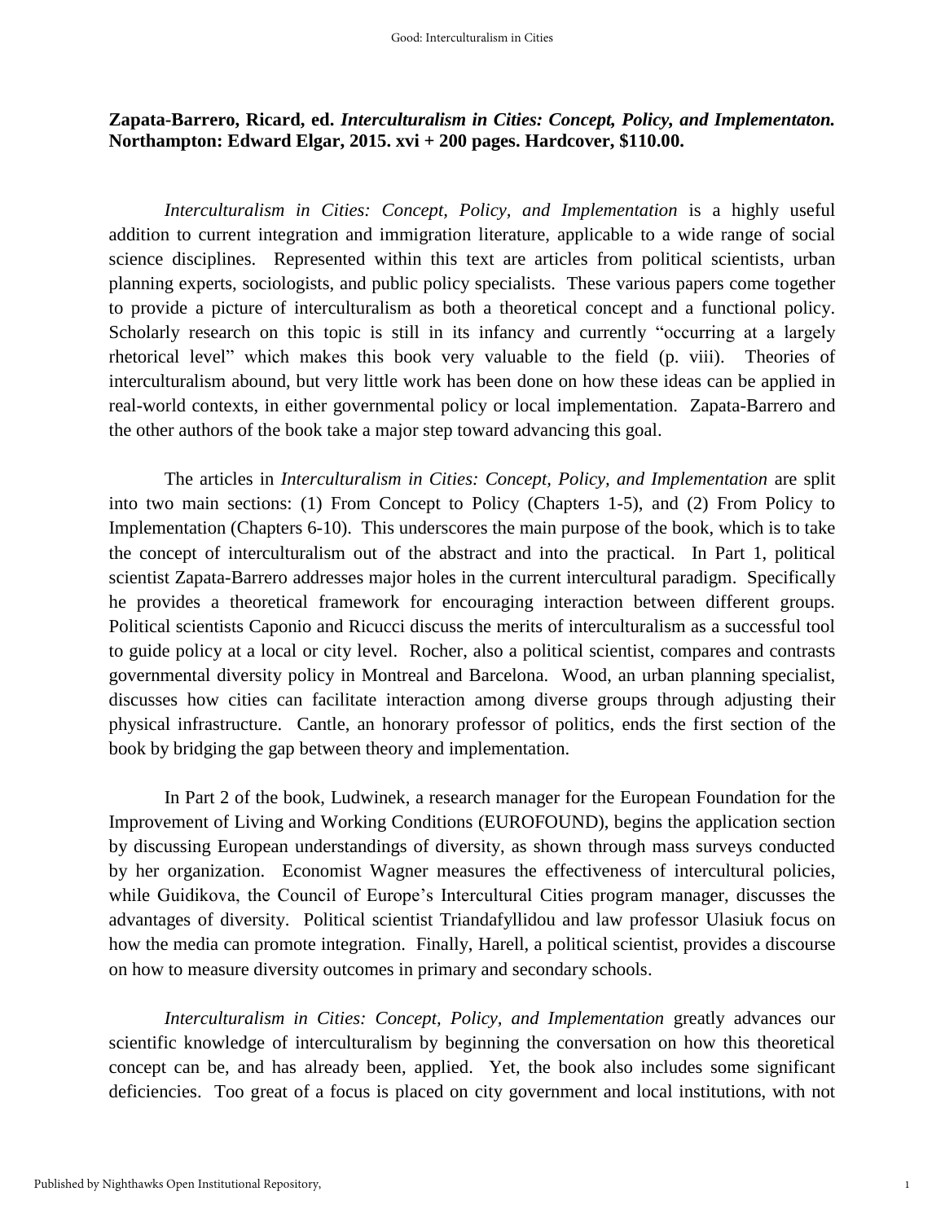**Zapata-Barrero, Ricard, ed. *Interculturalism in Cities: Concept, Policy, and Implementaton.* Northampton: Edward Elgar, 2015. xvi + 200 pages. Hardcover, $110.00.**

*Interculturalism in Cities: Concept, Policy, and Implementation* is a highly useful addition to current integration and immigration literature, applicable to a wide range of social science disciplines. Represented within this text are articles from political scientists, urban planning experts, sociologists, and public policy specialists. These various papers come together to provide a picture of interculturalism as both a theoretical concept and a functional policy. Scholarly research on this topic is still in its infancy and currently "occurring at a largely rhetorical level" which makes this book very valuable to the field (p. viii). Theories of interculturalism abound, but very little work has been done on how these ideas can be applied in real-world contexts, in either governmental policy or local implementation. Zapata-Barrero and the other authors of the book take a major step toward advancing this goal.

The articles in *Interculturalism in Cities: Concept, Policy, and Implementation* are split into two main sections: (1) From Concept to Policy (Chapters 1-5), and (2) From Policy to Implementation (Chapters 6-10). This underscores the main purpose of the book, which is to take the concept of interculturalism out of the abstract and into the practical. In Part 1, political scientist Zapata-Barrero addresses major holes in the current intercultural paradigm. Specifically he provides a theoretical framework for encouraging interaction between different groups. Political scientists Caponio and Ricucci discuss the merits of interculturalism as a successful tool to guide policy at a local or city level. Rocher, also a political scientist, compares and contrasts governmental diversity policy in Montreal and Barcelona. Wood, an urban planning specialist, discusses how cities can facilitate interaction among diverse groups through adjusting their physical infrastructure. Cantle, an honorary professor of politics, ends the first section of the book by bridging the gap between theory and implementation.

In Part 2 of the book, Ludwinek, a research manager for the European Foundation for the Improvement of Living and Working Conditions (EUROFOUND), begins the application section by discussing European understandings of diversity, as shown through mass surveys conducted by her organization. Economist Wagner measures the effectiveness of intercultural policies, while Guidikova, the Council of Europe's Intercultural Cities program manager, discusses the advantages of diversity. Political scientist Triandafyllidou and law professor Ulasiuk focus on how the media can promote integration. Finally, Harell, a political scientist, provides a discourse on how to measure diversity outcomes in primary and secondary schools.

*Interculturalism in Cities: Concept, Policy, and Implementation* greatly advances our scientific knowledge of interculturalism by beginning the conversation on how this theoretical concept can be, and has already been, applied. Yet, the book also includes some significant deficiencies. Too great of a focus is placed on city government and local institutions, with not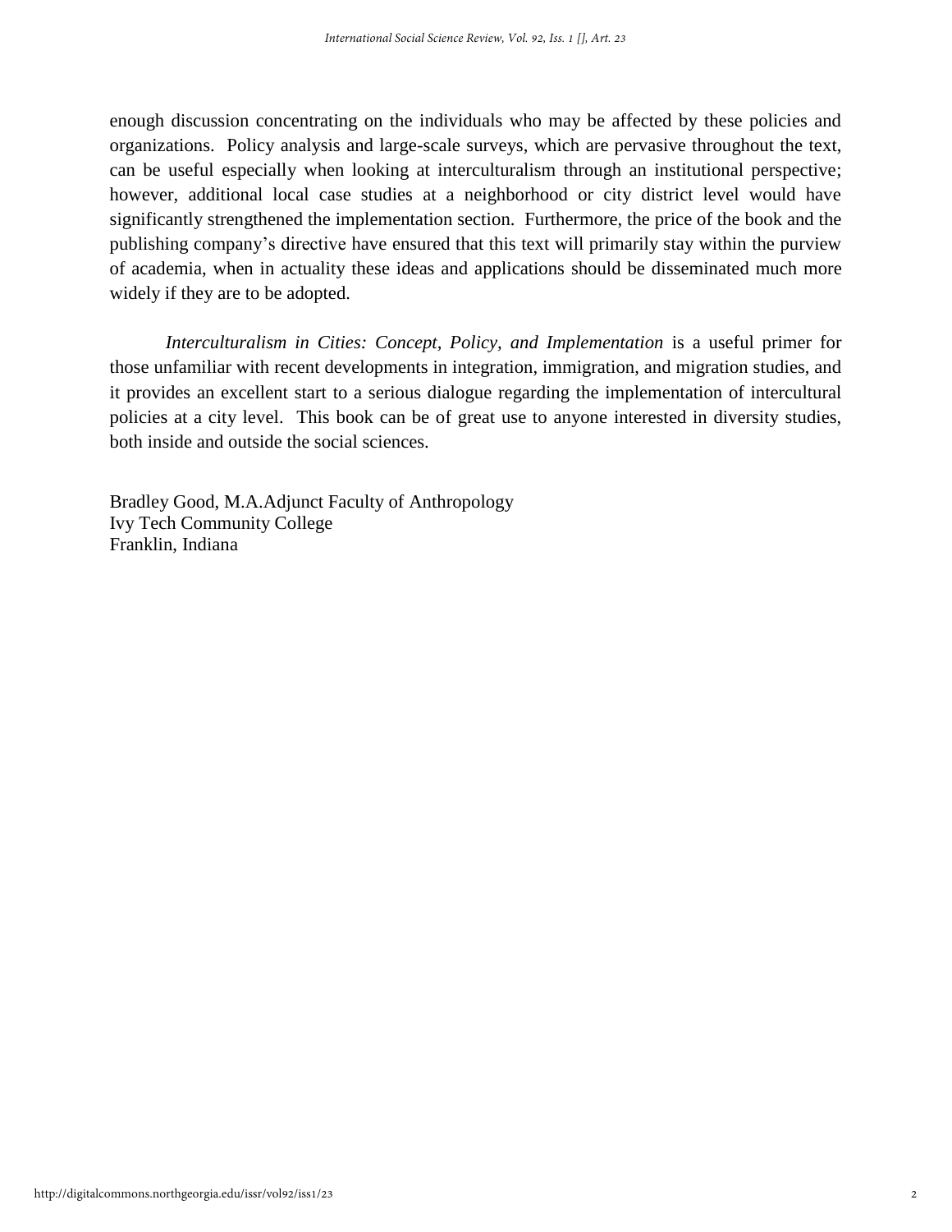enough discussion concentrating on the individuals who may be affected by these policies and organizations. Policy analysis and large-scale surveys, which are pervasive throughout the text, can be useful especially when looking at interculturalism through an institutional perspective; however, additional local case studies at a neighborhood or city district level would have significantly strengthened the implementation section. Furthermore, the price of the book and the publishing company's directive have ensured that this text will primarily stay within the purview of academia, when in actuality these ideas and applications should be disseminated much more widely if they are to be adopted.

*Interculturalism in Cities: Concept, Policy, and Implementation* is a useful primer for those unfamiliar with recent developments in integration, immigration, and migration studies, and it provides an excellent start to a serious dialogue regarding the implementation of intercultural policies at a city level. This book can be of great use to anyone interested in diversity studies, both inside and outside the social sciences.

Bradley Good, M.A.Adjunct Faculty of Anthropology  
Ivy Tech Community College  
Franklin, Indiana